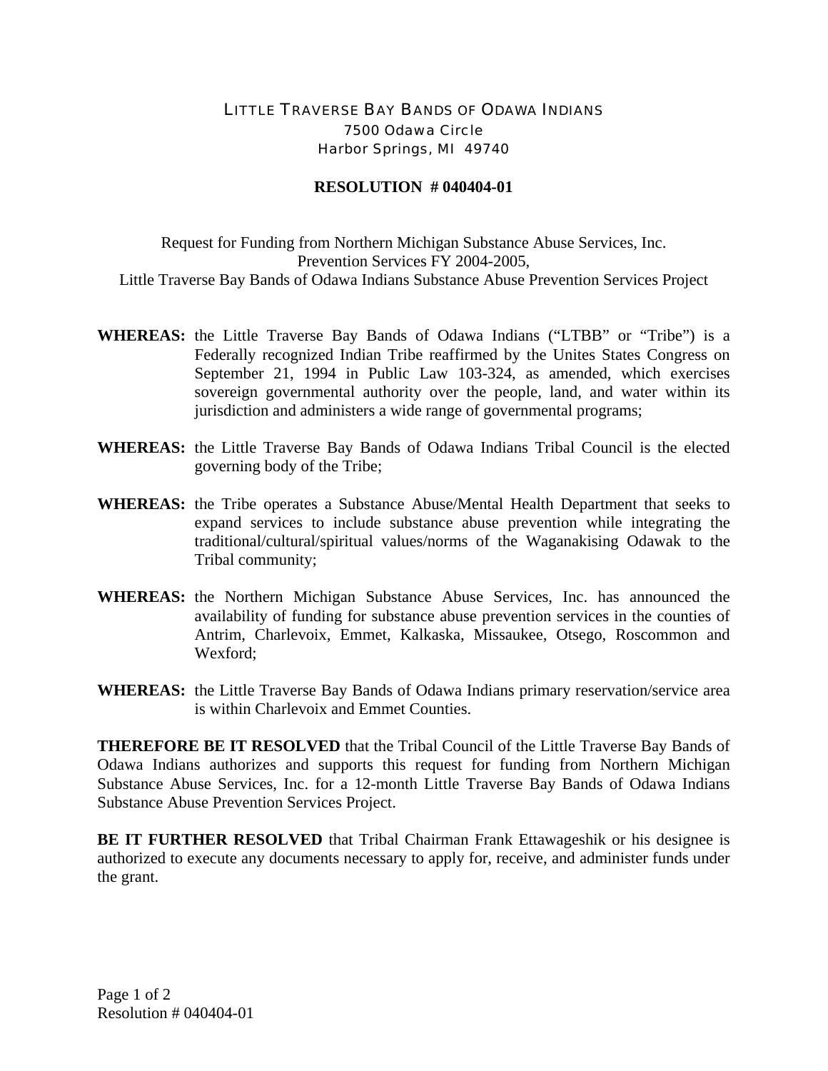# LITTLE TRAVERSE BAY BANDS OF ODAWA INDIANS

7500 Odawa Circle
Harbor Springs, MI 49740

## RESOLUTION # 040404-01

Request for Funding from Northern Michigan Substance Abuse Services, Inc.
Prevention Services FY 2004-2005,
Little Traverse Bay Bands of Odawa Indians Substance Abuse Prevention Services Project

**WHEREAS:** the Little Traverse Bay Bands of Odawa Indians ("LTBB" or "Tribe") is a Federally recognized Indian Tribe reaffirmed by the Unites States Congress on September 21, 1994 in Public Law 103-324, as amended, which exercises sovereign governmental authority over the people, land, and water within its jurisdiction and administers a wide range of governmental programs;

**WHEREAS:** the Little Traverse Bay Bands of Odawa Indians Tribal Council is the elected governing body of the Tribe;

**WHEREAS:** the Tribe operates a Substance Abuse/Mental Health Department that seeks to expand services to include substance abuse prevention while integrating the traditional/cultural/spiritual values/norms of the Waganakising Odawak to the Tribal community;

**WHEREAS:** the Northern Michigan Substance Abuse Services, Inc. has announced the availability of funding for substance abuse prevention services in the counties of Antrim, Charlevoix, Emmet, Kalkaska, Missaukee, Otsego, Roscommon and Wexford;

**WHEREAS:** the Little Traverse Bay Bands of Odawa Indians primary reservation/service area is within Charlevoix and Emmet Counties.

**THEREFORE BE IT RESOLVED** that the Tribal Council of the Little Traverse Bay Bands of Odawa Indians authorizes and supports this request for funding from Northern Michigan Substance Abuse Services, Inc. for a 12-month Little Traverse Bay Bands of Odawa Indians Substance Abuse Prevention Services Project.

**BE IT FURTHER RESOLVED** that Tribal Chairman Frank Ettawageshik or his designee is authorized to execute any documents necessary to apply for, receive, and administer funds under the grant.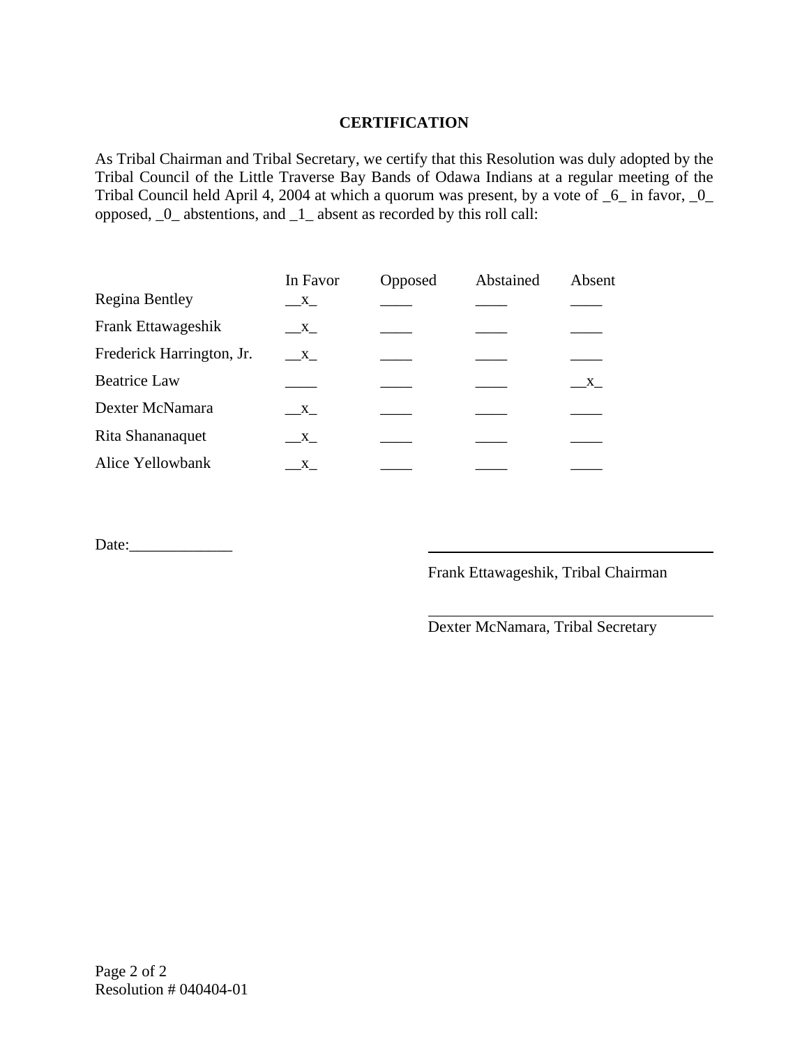**CERTIFICATION**

As Tribal Chairman and Tribal Secretary, we certify that this Resolution was duly adopted by the Tribal Council of the Little Traverse Bay Bands of Odawa Indians at a regular meeting of the Tribal Council held April 4, 2004 at which a quorum was present, by a vote of _6_ in favor, _0_ opposed, _0_ abstentions, and _1_ absent as recorded by this roll call:

| | In Favor | Opposed | Abstained | Absent |
|---|---|---|---|---|
| Regina Bentley | x | | | |
| Frank Ettawageshik | x | | | |
| Frederick Harrington, Jr. | x | | | |
| Beatrice Law | | | | x |
| Dexter McNamara | x | | | |
| Rita Shananaquet | x | | | |
| Alice Yellowbank | x | | | |

Date:_____________

_________________________________
Frank Ettawageshik, Tribal Chairman

_________________________________
Dexter McNamara, Tribal Secretary

Resolution # 040404-01